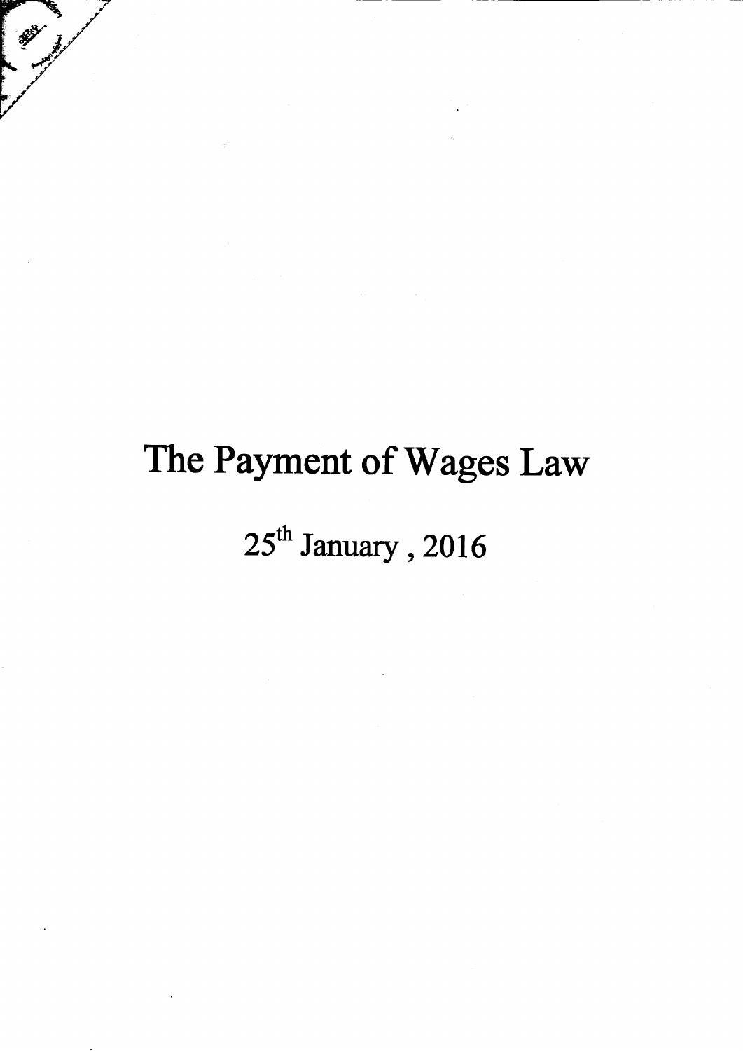# The Payment of Wages Law

## $25^{th}$ January , 2016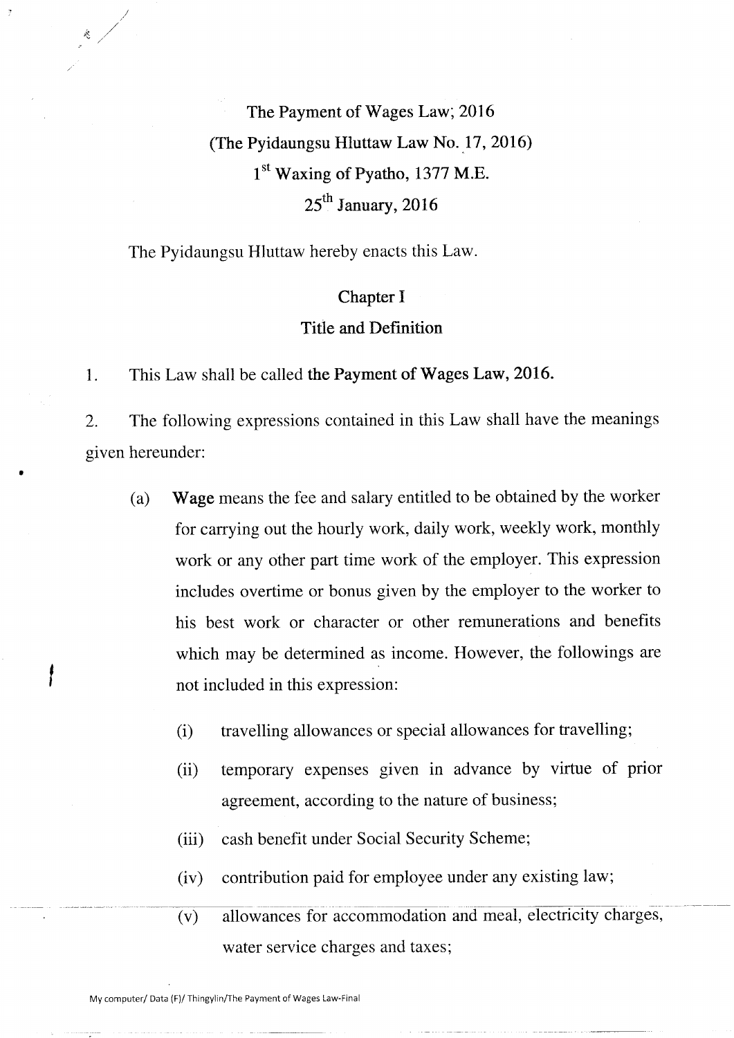The Payment of Wages Law; 2016

(The Pyidaungsu Hluttaw Law No. 17, 2016)

1st Waxing of Pyatho, 1377 M.E.

25th January, 2016

The Pyidaungsu Hluttaw hereby enacts this Law.

## Chapter I

## Title and Definition

1. This Law shall be called **the Payment of Wages Law, 2016.**

2. The following expressions contained in this Law shall have the meanings given hereunder:

   (a) **Wage** means the fee and salary entitled to be obtained by the worker for carrying out the hourly work, daily work, weekly work, monthly work or any other part time work of the employer. This expression includes overtime or bonus given by the employer to the worker to his best work or character or other remunerations and benefits which may be determined as income. However, the followings are not included in this expression:

      (i) travelling allowances or special allowances for travelling;

      (ii) temporary expenses given in advance by virtue of prior agreement, according to the nature of business;

      (iii) cash benefit under Social Security Scheme;

      (iv) contribution paid for employee under any existing law;

      (v) allowances for accommodation and meal, electricity charges, water service charges and taxes;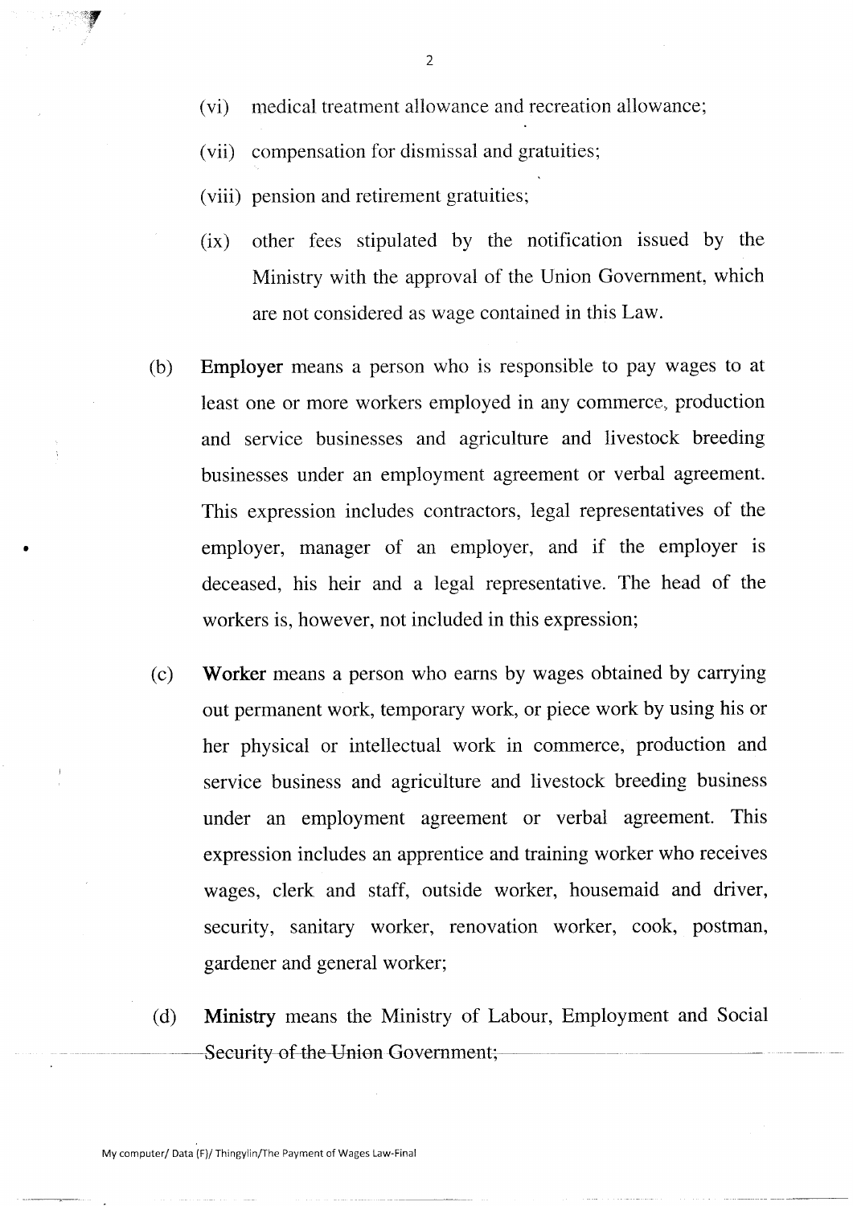(vi) medical treatment allowance and recreation allowance;

(vii) compensation for dismissal and gratuities;

(viii) pension and retirement gratuities;

(ix) other fees stipulated by the notification issued by the Ministry with the approval of the Union Government, which are not considered as wage contained in this Law.

(b) **Employer** means a person who is responsible to pay wages to at least one or more workers employed in any commerce, production and service businesses and agriculture and livestock breeding businesses under an employment agreement or verbal agreement. This expression includes contractors, legal representatives of the employer, manager of an employer, and if the employer is deceased, his heir and a legal representative. The head of the workers is, however, not included in this expression;

(c) **Worker** means a person who earns by wages obtained by carrying out permanent work, temporary work, or piece work by using his or her physical or intellectual work in commerce, production and service business and agriculture and livestock breeding business under an employment agreement or verbal agreement. This expression includes an apprentice and training worker who receives wages, clerk and staff, outside worker, housemaid and driver, security, sanitary worker, renovation worker, cook, postman, gardener and general worker;

(d) **Ministry** means the Ministry of Labour, Employment and Social Security of the Union Government;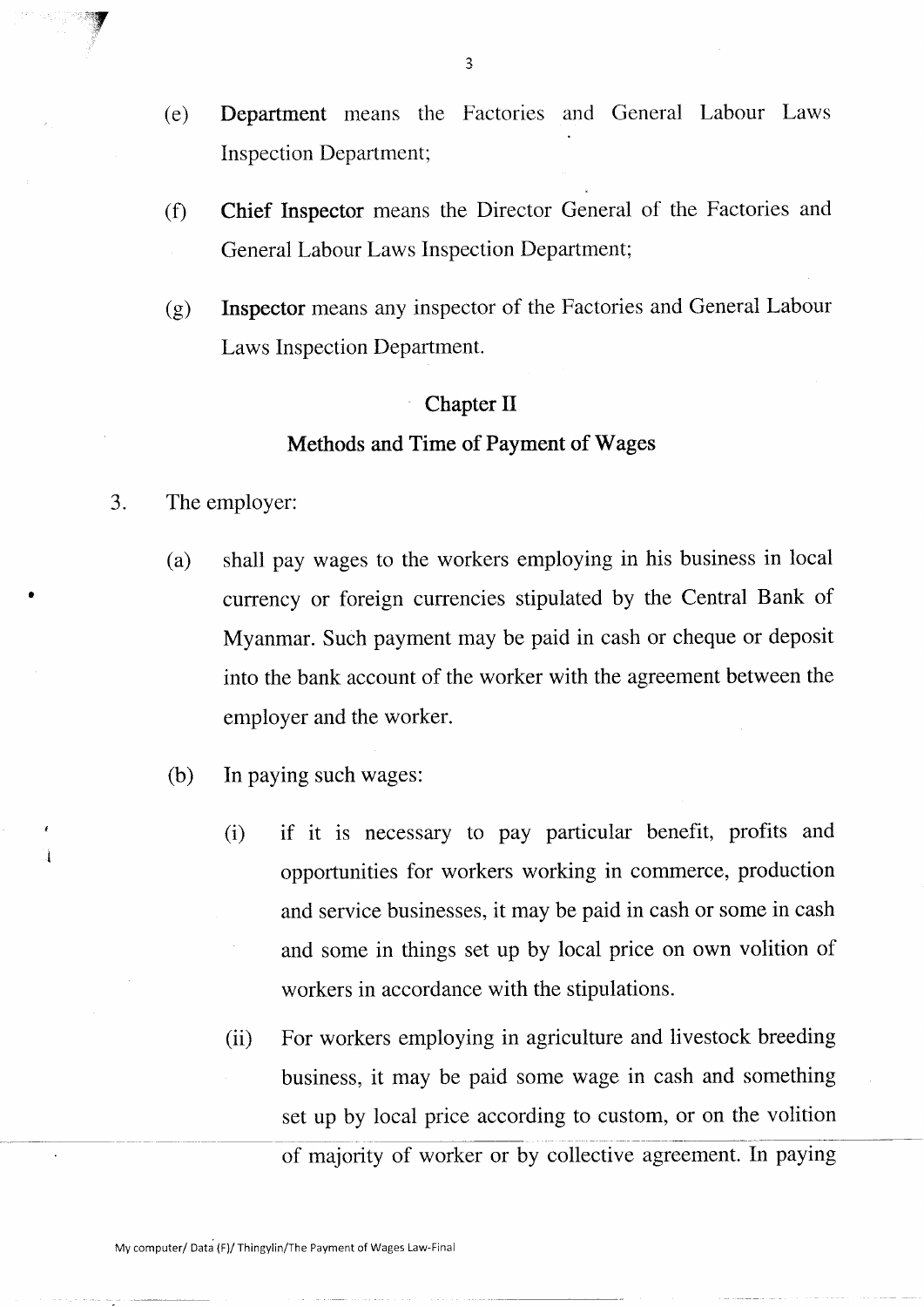(e) **Department** means the Factories and General Labour Laws Inspection Department;

(f) **Chief Inspector** means the Director General of the Factories and General Labour Laws Inspection Department;

(g) **Inspector** means any inspector of the Factories and General Labour Laws Inspection Department.

## Chapter II

## Methods and Time of Payment of Wages

3. The employer:

   (a) shall pay wages to the workers employing in his business in local currency or foreign currencies stipulated by the Central Bank of Myanmar. Such payment may be paid in cash or cheque or deposit into the bank account of the worker with the agreement between the employer and the worker.

   (b) In paying such wages:

      (i) if it is necessary to pay particular benefit, profits and opportunities for workers working in commerce, production and service businesses, it may be paid in cash or some in cash and some in things set up by local price on own volition of workers in accordance with the stipulations.

      (ii) For workers employing in agriculture and livestock breeding business, it may be paid some wage in cash and something set up by local price according to custom, or on the volition of majority of worker or by collective agreement. In paying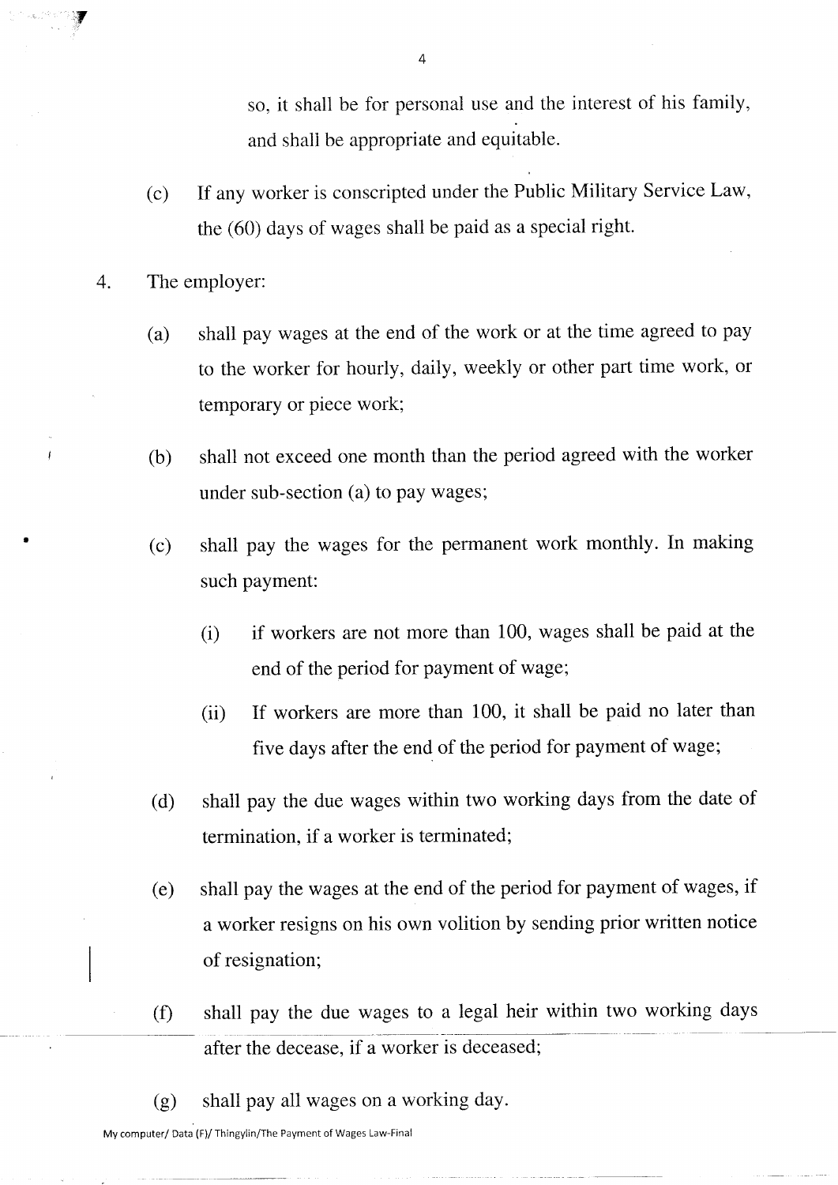so, it shall be for personal use and the interest of his family, and shall be appropriate and equitable.

(c) If any worker is conscripted under the Public Military Service Law, the (60) days of wages shall be paid as a special right.

4. The employer:

(a) shall pay wages at the end of the work or at the time agreed to pay to the worker for hourly, daily, weekly or other part time work, or temporary or piece work;

(b) shall not exceed one month than the period agreed with the worker under sub-section (a) to pay wages;

(c) shall pay the wages for the permanent work monthly. In making such payment:

(i) if workers are not more than 100, wages shall be paid at the end of the period for payment of wage;

(ii) If workers are more than 100, it shall be paid no later than five days after the end of the period for payment of wage;

(d) shall pay the due wages within two working days from the date of termination, if a worker is terminated;

(e) shall pay the wages at the end of the period for payment of wages, if a worker resigns on his own volition by sending prior written notice of resignation;

(f) shall pay the due wages to a legal heir within two working days after the decease, if a worker is deceased;

(g) shall pay all wages on a working day.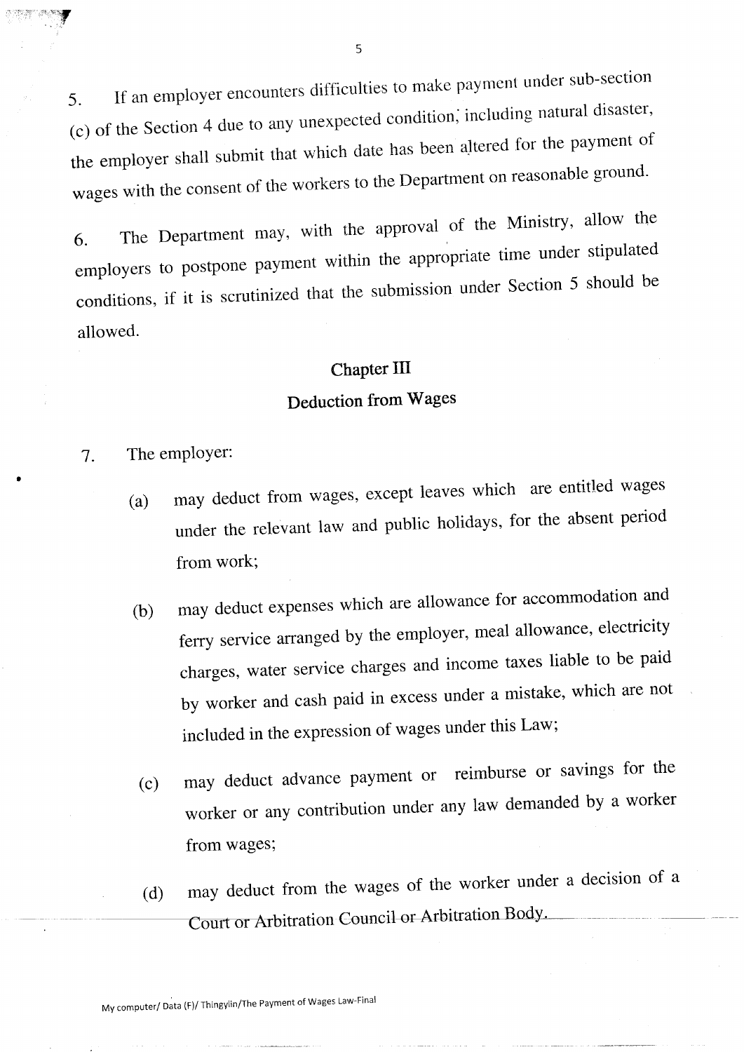5. If an employer encounters difficulties to make payment under sub-section (c) of the Section 4 due to any unexpected condition, including natural disaster, the employer shall submit that which date has been altered for the payment of wages with the consent of the workers to the Department on reasonable ground.

6. The Department may, with the approval of the Ministry, allow the employers to postpone payment within the appropriate time under stipulated conditions, if it is scrutinized that the submission under Section 5 should be allowed.

## Chapter III
## Deduction from Wages

7. The employer:

   (a) may deduct from wages, except leaves which are entitled wages under the relevant law and public holidays, for the absent period from work;

   (b) may deduct expenses which are allowance for accommodation and ferry service arranged by the employer, meal allowance, electricity charges, water service charges and income taxes liable to be paid by worker and cash paid in excess under a mistake, which are not included in the expression of wages under this Law;

   (c) may deduct advance payment or reimburse or savings for the worker or any contribution under any law demanded by a worker from wages;

   (d) may deduct from the wages of the worker under a decision of a Court or Arbitration Council or Arbitration Body.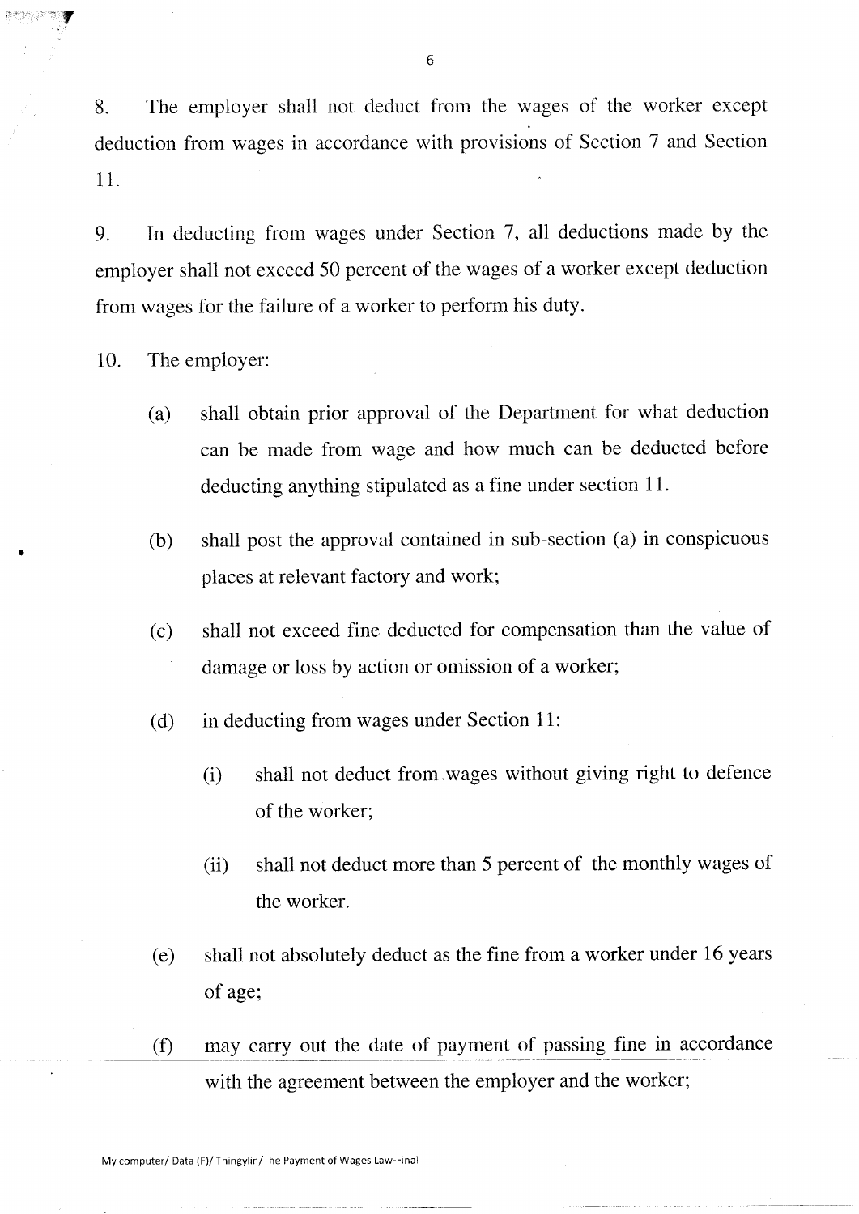8. The employer shall not deduct from the wages of the worker except deduction from wages in accordance with provisions of Section 7 and Section 11.

9. In deducting from wages under Section 7, all deductions made by the employer shall not exceed 50 percent of the wages of a worker except deduction from wages for the failure of a worker to perform his duty.

10. The employer:

(a) shall obtain prior approval of the Department for what deduction can be made from wage and how much can be deducted before deducting anything stipulated as a fine under section 11.

(b) shall post the approval contained in sub-section (a) in conspicuous places at relevant factory and work;

(c) shall not exceed fine deducted for compensation than the value of damage or loss by action or omission of a worker;

(d) in deducting from wages under Section 11:

(i) shall not deduct from wages without giving right to defence of the worker;

(ii) shall not deduct more than 5 percent of the monthly wages of the worker.

(e) shall not absolutely deduct as the fine from a worker under 16 years of age;

(f) may carry out the date of payment of passing fine in accordance with the agreement between the employer and the worker;

My computer/ Data (F)/ Thingylin/The Payment of Wages Law-Final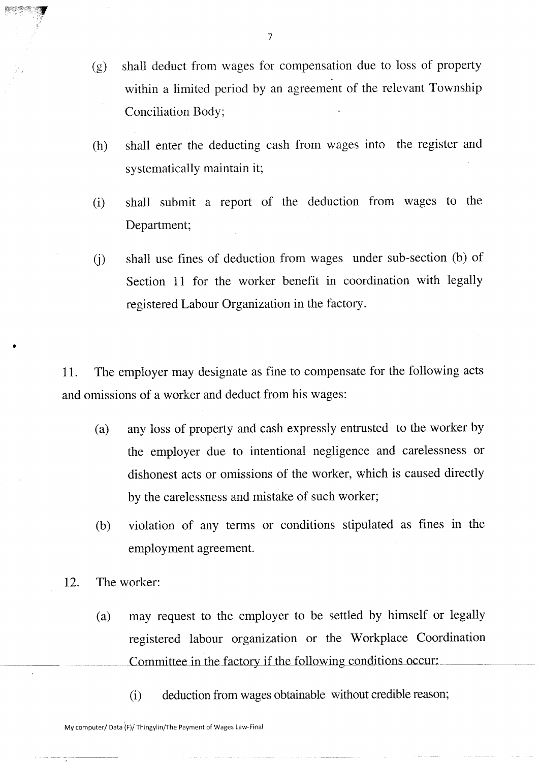(g) shall deduct from wages for compensation due to loss of property within a limited period by an agreement of the relevant Township Conciliation Body;

(h) shall enter the deducting cash from wages into the register and systematically maintain it;

(i) shall submit a report of the deduction from wages to the Department;

(j) shall use fines of deduction from wages under sub-section (b) of Section 11 for the worker benefit in coordination with legally registered Labour Organization in the factory.

11. The employer may designate as fine to compensate for the following acts and omissions of a worker and deduct from his wages:

(a) any loss of property and cash expressly entrusted to the worker by the employer due to intentional negligence and carelessness or dishonest acts or omissions of the worker, which is caused directly by the carelessness and mistake of such worker;

(b) violation of any terms or conditions stipulated as fines in the employment agreement.

12. The worker:

(a) may request to the employer to be settled by himself or legally registered labour organization or the Workplace Coordination Committee in the factory if the following conditions occur:

(i) deduction from wages obtainable without credible reason;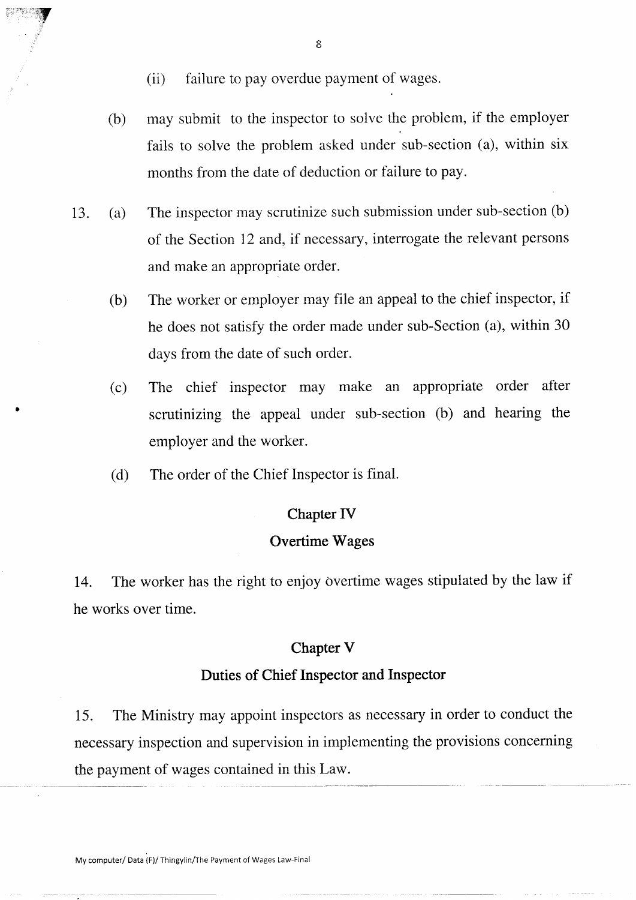(ii) failure to pay overdue payment of wages.

(b) may submit to the inspector to solve the problem, if the employer fails to solve the problem asked under sub-section (a), within six months from the date of deduction or failure to pay.

13. (a) The inspector may scrutinize such submission under sub-section (b) of the Section 12 and, if necessary, interrogate the relevant persons and make an appropriate order.

(b) The worker or employer may file an appeal to the chief inspector, if he does not satisfy the order made under sub-Section (a), within 30 days from the date of such order.

(c) The chief inspector may make an appropriate order after scrutinizing the appeal under sub-section (b) and hearing the employer and the worker.

(d) The order of the Chief Inspector is final.

## Chapter IV

## Overtime Wages

14. The worker has the right to enjoy overtime wages stipulated by the law if he works over time.

## Chapter V

## Duties of Chief Inspector and Inspector

15. The Ministry may appoint inspectors as necessary in order to conduct the necessary inspection and supervision in implementing the provisions concerning the payment of wages contained in this Law.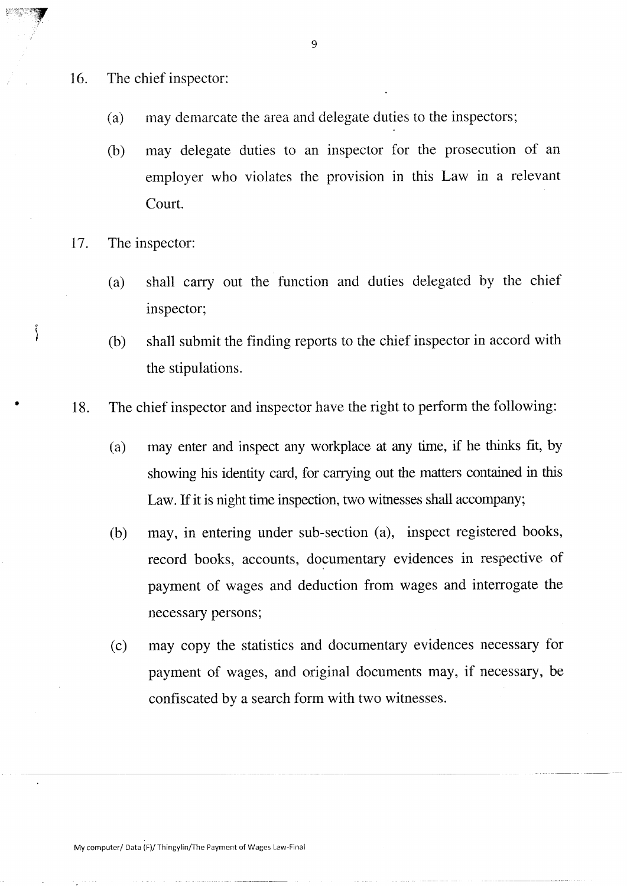16. The chief inspector:

    (a) may demarcate the area and delegate duties to the inspectors;

    (b) may delegate duties to an inspector for the prosecution of an employer who violates the provision in this Law in a relevant Court.

17. The inspector:

    (a) shall carry out the function and duties delegated by the chief inspector;

    (b) shall submit the finding reports to the chief inspector in accord with the stipulations.

18. The chief inspector and inspector have the right to perform the following:

    (a) may enter and inspect any workplace at any time, if he thinks fit, by showing his identity card, for carrying out the matters contained in this Law. If it is night time inspection, two witnesses shall accompany;

    (b) may, in entering under sub-section (a), inspect registered books, record books, accounts, documentary evidences in respective of payment of wages and deduction from wages and interrogate the necessary persons;

    (c) may copy the statistics and documentary evidences necessary for payment of wages, and original documents may, if necessary, be confiscated by a search form with two witnesses.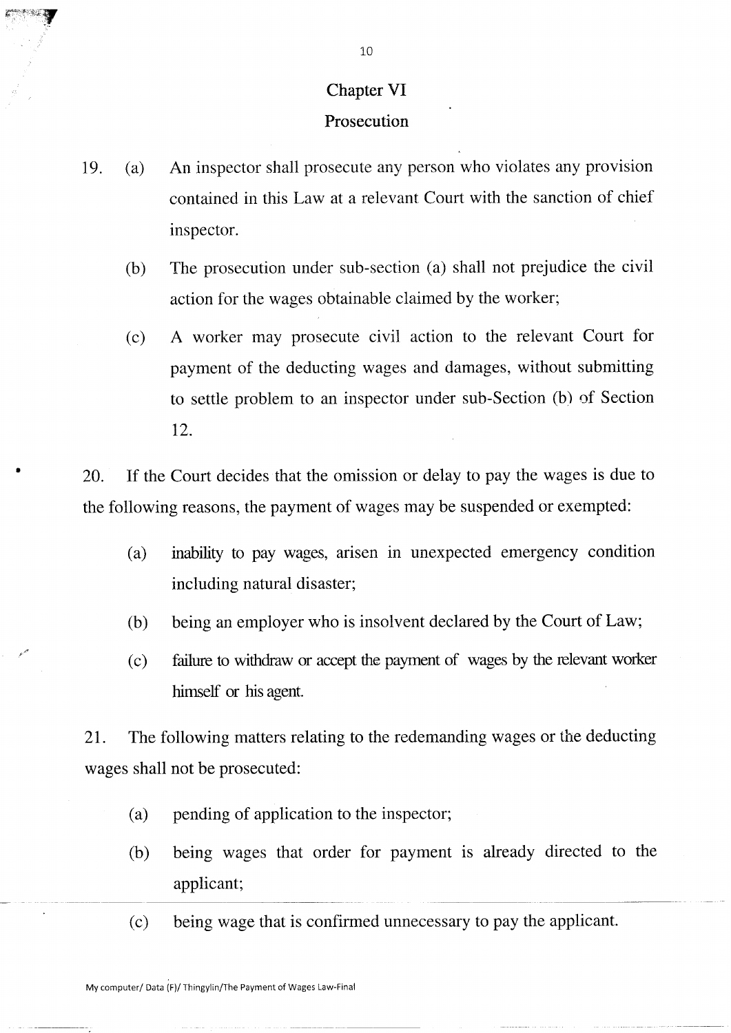## Chapter VI
## Prosecution

19. (a) An inspector shall prosecute any person who violates any provision contained in this Law at a relevant Court with the sanction of chief inspector.

    (b) The prosecution under sub-section (a) shall not prejudice the civil action for the wages obtainable claimed by the worker;

    (c) A worker may prosecute civil action to the relevant Court for payment of the deducting wages and damages, without submitting to settle problem to an inspector under sub-Section (b) of Section 12.

20. If the Court decides that the omission or delay to pay the wages is due to the following reasons, the payment of wages may be suspended or exempted:

    (a) inability to pay wages, arisen in unexpected emergency condition including natural disaster;

    (b) being an employer who is insolvent declared by the Court of Law;

    (c) failure to withdraw or accept the payment of wages by the relevant worker himself or his agent.

21. The following matters relating to the redemanding wages or the deducting wages shall not be prosecuted:

    (a) pending of application to the inspector;

    (b) being wages that order for payment is already directed to the applicant;

    (c) being wage that is confirmed unnecessary to pay the applicant.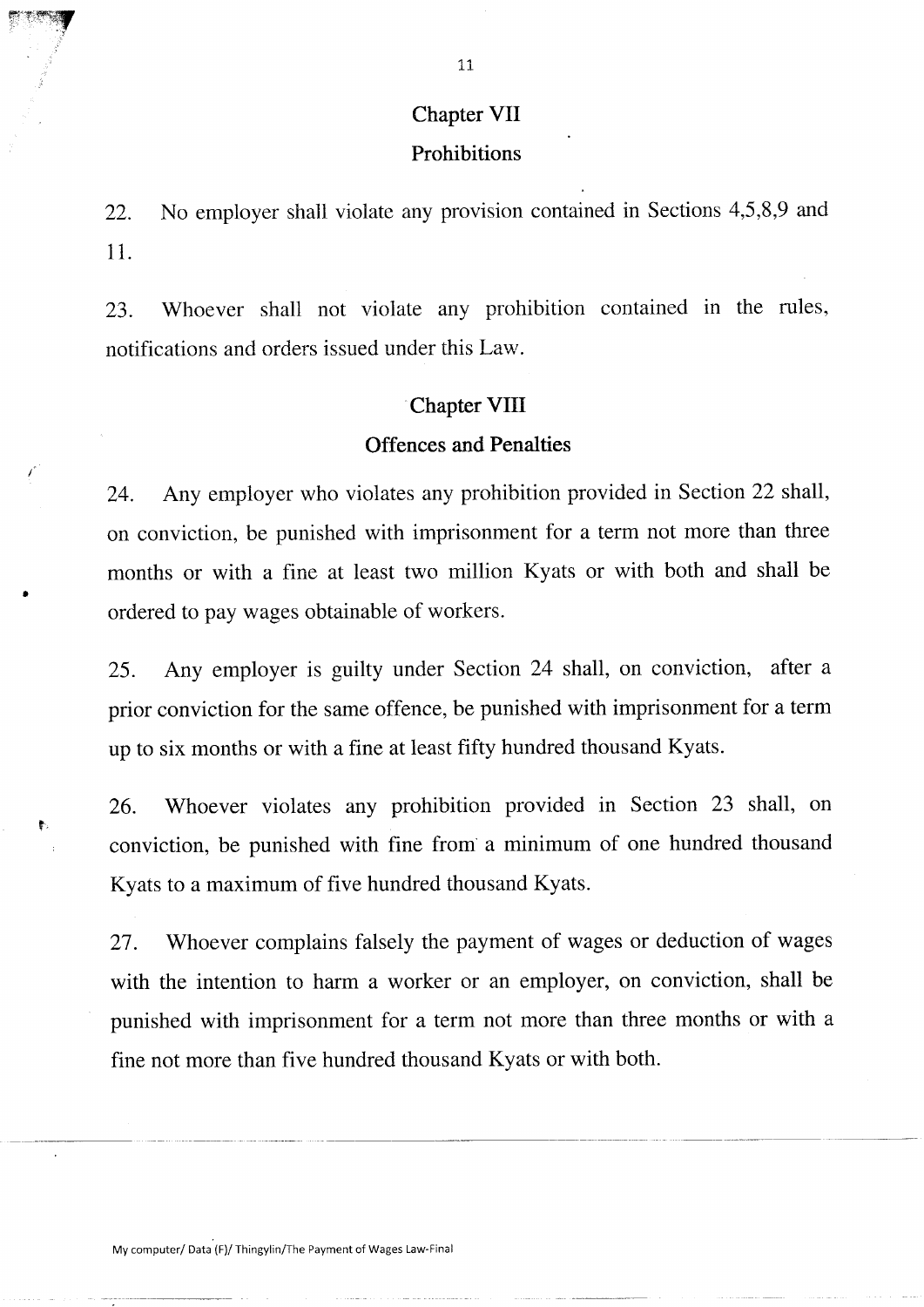## Chapter VII

## Prohibitions

22. No employer shall violate any provision contained in Sections 4,5,8,9 and 11.

23. Whoever shall not violate any prohibition contained in the rules, notifications and orders issued under this Law.

## Chapter VIII

## Offences and Penalties

24. Any employer who violates any prohibition provided in Section 22 shall, on conviction, be punished with imprisonment for a term not more than three months or with a fine at least two million Kyats or with both and shall be ordered to pay wages obtainable of workers.

25. Any employer is guilty under Section 24 shall, on conviction, after a prior conviction for the same offence, be punished with imprisonment for a term up to six months or with a fine at least fifty hundred thousand Kyats.

26. Whoever violates any prohibition provided in Section 23 shall, on conviction, be punished with fine from a minimum of one hundred thousand Kyats to a maximum of five hundred thousand Kyats.

27. Whoever complains falsely the payment of wages or deduction of wages with the intention to harm a worker or an employer, on conviction, shall be punished with imprisonment for a term not more than three months or with a fine not more than five hundred thousand Kyats or with both.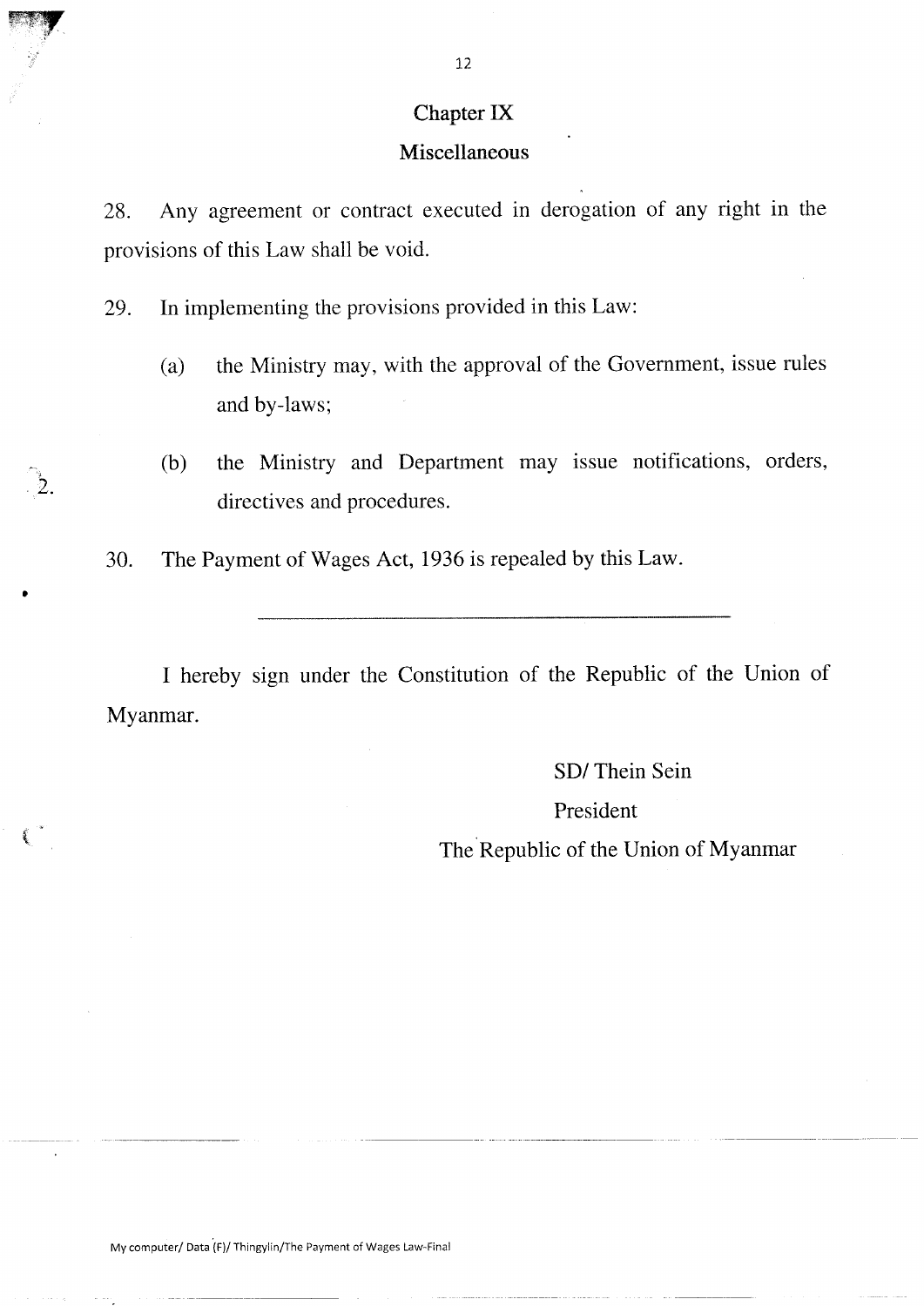## Chapter IX

## Miscellaneous

28. Any agreement or contract executed in derogation of any right in the provisions of this Law shall be void.

29. In implementing the provisions provided in this Law:

    (a) the Ministry may, with the approval of the Government, issue rules and by-laws;

    (b) the Ministry and Department may issue notifications, orders, directives and procedures.

30. The Payment of Wages Act, 1936 is repealed by this Law.

---

I hereby sign under the Constitution of the Republic of the Union of Myanmar.

SD/ Thein Sein

President

The Republic of the Union of Myanmar

My computer/ Data (F)/ Thingylin/The Payment of Wages Law-Final